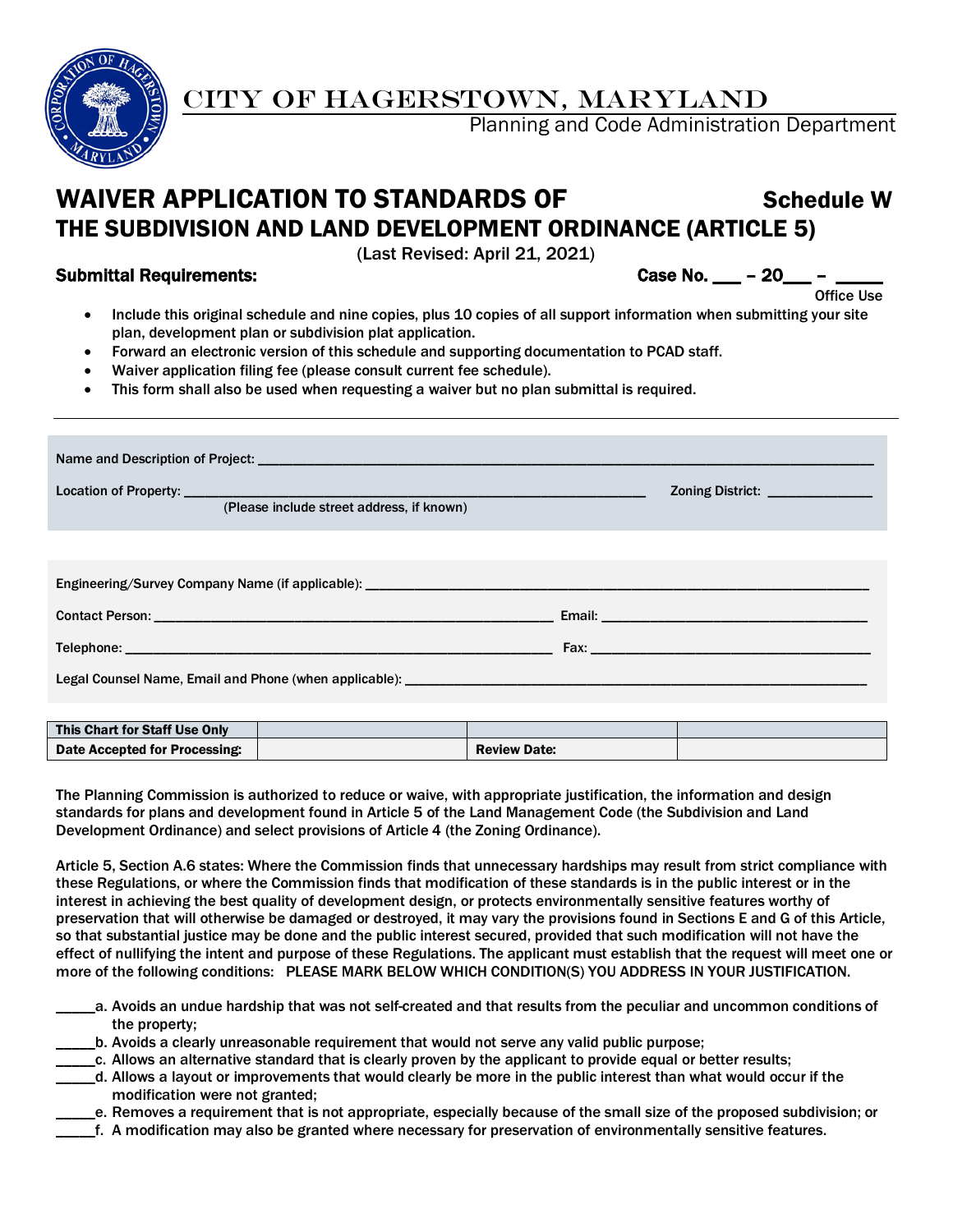# CITY OF HAGERSTOWN, MARYLAND

Planning and Code Administration Department

## WAIVER APPLICATION TO STANDARDS OF THE SUBDIVISION AND LAND DEVELOPMENT ORDINANCE (ARTICLE 5)

**Schedule W**

(Last Revised: April 21, 2021)

**Submittal Requirements:**

**Case No. \_\_\_ – 20\_\_\_ – \_\_\_\_\_**
Office Use

- Include this original schedule and nine copies, plus 10 copies of all support information when submitting your site plan, development plan or subdivision plat application.
- Forward an electronic version of this schedule and supporting documentation to PCAD staff.
- Waiver application filing fee (please consult current fee schedule).
- This form shall also be used when requesting a waiver but no plan submittal is required.

---

Name and Description of Project: \_\_\_\_\_\_\_\_\_\_\_\_\_\_\_\_\_\_\_\_\_\_\_\_\_\_\_\_\_\_\_\_\_\_\_\_\_\_\_\_

Location of Property: \_\_\_\_\_\_\_\_\_\_\_\_\_\_\_\_\_\_\_\_\_\_\_\_\_\_\_\_\_\_ Zoning District: \_\_\_\_\_\_\_\_\_\_\_\_
(Please include street address, if known)

Engineering/Survey Company Name (if applicable): \_\_\_\_\_\_\_\_\_\_\_\_\_\_\_\_\_\_\_\_\_\_\_\_\_\_\_\_\_\_

Contact Person: \_\_\_\_\_\_\_\_\_\_\_\_\_\_\_\_\_\_\_\_\_\_\_\_\_\_ Email: \_\_\_\_\_\_\_\_\_\_\_\_\_\_\_\_\_\_\_\_

Telephone: \_\_\_\_\_\_\_\_\_\_\_\_\_\_\_\_\_\_\_\_\_\_\_\_\_\_\_\_\_\_ Fax: \_\_\_\_\_\_\_\_\_\_\_\_\_\_\_\_\_\_\_\_\_\_

Legal Counsel Name, Email and Phone (when applicable): \_\_\_\_\_\_\_\_\_\_\_\_\_\_\_\_\_\_\_\_\_\_\_\_\_\_\_\_\_\_

| This Chart for Staff Use Only | | | |
|---|---|---|---|
| Date Accepted for Processing: | | Review Date: | |

The Planning Commission is authorized to reduce or waive, with appropriate justification, the information and design standards for plans and development found in Article 5 of the Land Management Code (the Subdivision and Land Development Ordinance) and select provisions of Article 4 (the Zoning Ordinance).

Article 5, Section A.6 states: Where the Commission finds that unnecessary hardships may result from strict compliance with these Regulations, or where the Commission finds that modification of these standards is in the public interest or in the interest in achieving the best quality of development design, or protects environmentally sensitive features worthy of preservation that will otherwise be damaged or destroyed, it may vary the provisions found in Sections E and G of this Article, so that substantial justice may be done and the public interest secured, provided that such modification will not have the effect of nullifying the intent and purpose of these Regulations. The applicant must establish that the request will meet one or more of the following conditions: PLEASE MARK BELOW WHICH CONDITION(S) YOU ADDRESS IN YOUR JUSTIFICATION.

\_\_\_\_\_a. Avoids an undue hardship that was not self-created and that results from the peculiar and uncommon conditions of the property;
\_\_\_\_\_b. Avoids a clearly unreasonable requirement that would not serve any valid public purpose;
\_\_\_\_\_c. Allows an alternative standard that is clearly proven by the applicant to provide equal or better results;
\_\_\_\_\_d. Allows a layout or improvements that would clearly be more in the public interest than what would occur if the modification were not granted;
\_\_\_\_\_e. Removes a requirement that is not appropriate, especially because of the small size of the proposed subdivision; or
\_\_\_\_\_f. A modification may also be granted where necessary for preservation of environmentally sensitive features.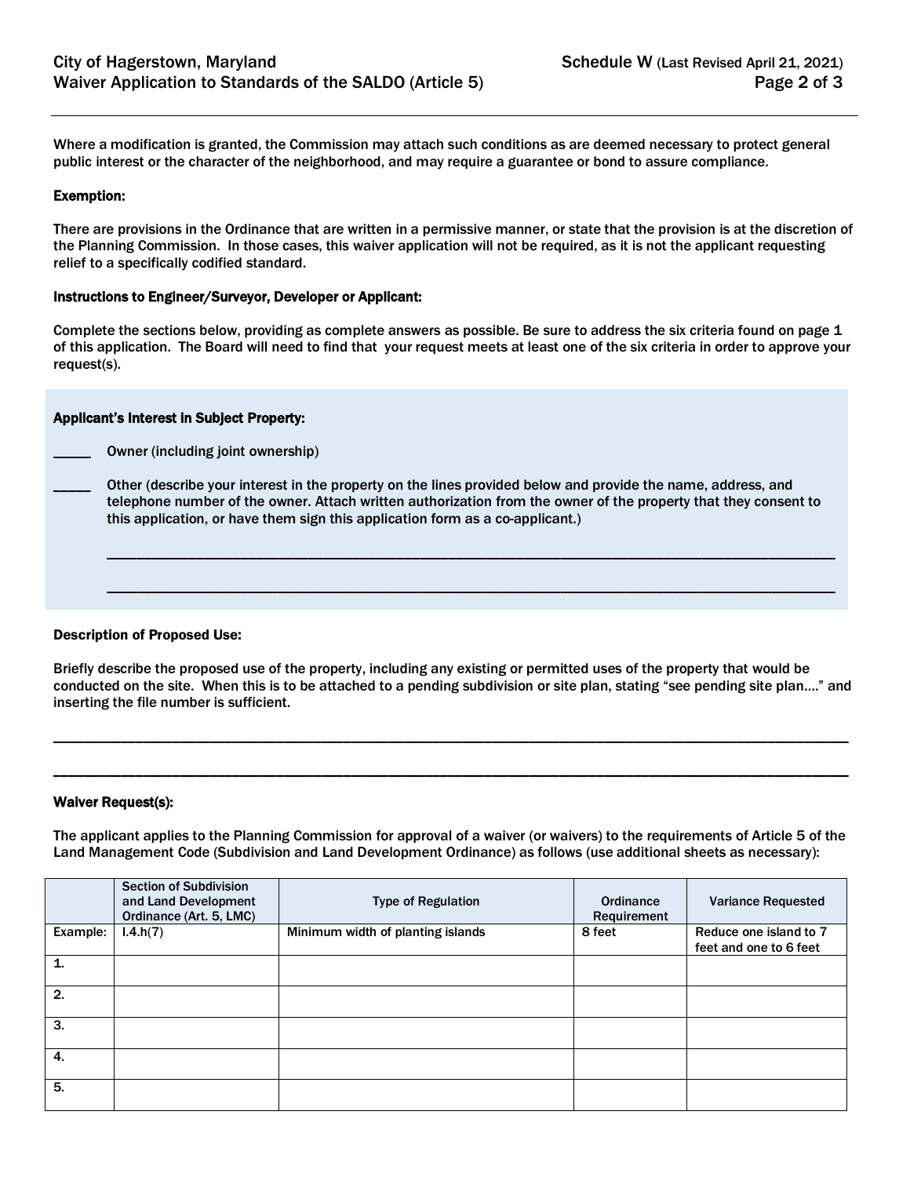Where a modification is granted, the Commission may attach such conditions as are deemed necessary to protect general public interest or the character of the neighborhood, and may require a guarantee or bond to assure compliance.

**Exemption:**

There are provisions in the Ordinance that are written in a permissive manner, or state that the provision is at the discretion of the Planning Commission. In those cases, this waiver application will not be required, as it is not the applicant requesting relief to a specifically codified standard.

**Instructions to Engineer/Surveyor, Developer or Applicant:**

Complete the sections below, providing as complete answers as possible. Be sure to address the six criteria found on page 1 of this application. The Board will need to find that your request meets at least one of the six criteria in order to approve your request(s).

**Applicant's Interest in Subject Property:**

_____ Owner (including joint ownership)

_____ Other (describe your interest in the property on the lines provided below and provide the name, address, and telephone number of the owner. Attach written authorization from the owner of the property that they consent to this application, or have them sign this application form as a co-applicant.)

______________________________________________________________________________________

______________________________________________________________________________________

**Description of Proposed Use:**

Briefly describe the proposed use of the property, including any existing or permitted uses of the property that would be conducted on the site. When this is to be attached to a pending subdivision or site plan, stating "see pending site plan…." and inserting the file number is sufficient.

______________________________________________________________________________________

______________________________________________________________________________________

**Waiver Request(s):**

The applicant applies to the Planning Commission for approval of a waiver (or waivers) to the requirements of Article 5 of the Land Management Code (Subdivision and Land Development Ordinance) as follows (use additional sheets as necessary):

| | Section of Subdivision and Land Development Ordinance (Art. 5, LMC) | Type of Regulation | Ordinance Requirement | Variance Requested |
|---|---|---|---|---|
| Example: | I.4.h(7) | Minimum width of planting islands | 8 feet | Reduce one island to 7 feet and one to 6 feet |
| 1. | | | | |
| 2. | | | | |
| 3. | | | | |
| 4. | | | | |
| 5. | | | | |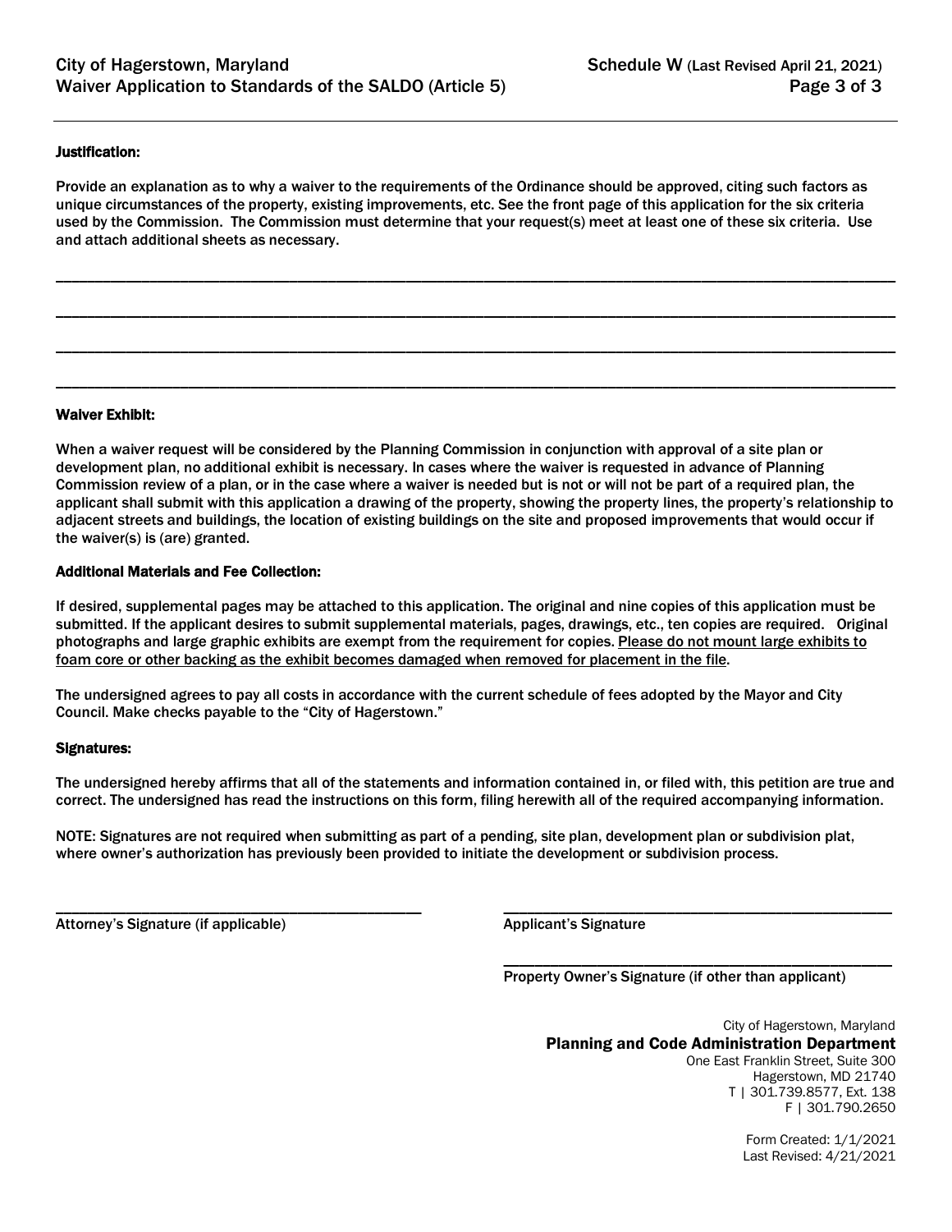**Justification:**

Provide an explanation as to why a waiver to the requirements of the Ordinance should be approved, citing such factors as unique circumstances of the property, existing improvements, etc. See the front page of this application for the six criteria used by the Commission. The Commission must determine that your request(s) meet at least one of these six criteria. Use and attach additional sheets as necessary.

\_\_\_\_\_\_\_\_\_\_\_\_\_\_\_\_\_\_\_\_\_\_\_\_\_\_\_\_\_\_\_\_\_\_\_\_\_\_\_\_\_\_\_\_\_\_\_\_\_\_\_\_\_\_\_\_\_\_\_\_\_\_\_\_\_\_\_\_\_\_\_\_\_\_\_\_\_\_\_\_

\_\_\_\_\_\_\_\_\_\_\_\_\_\_\_\_\_\_\_\_\_\_\_\_\_\_\_\_\_\_\_\_\_\_\_\_\_\_\_\_\_\_\_\_\_\_\_\_\_\_\_\_\_\_\_\_\_\_\_\_\_\_\_\_\_\_\_\_\_\_\_\_\_\_\_\_\_\_\_\_

\_\_\_\_\_\_\_\_\_\_\_\_\_\_\_\_\_\_\_\_\_\_\_\_\_\_\_\_\_\_\_\_\_\_\_\_\_\_\_\_\_\_\_\_\_\_\_\_\_\_\_\_\_\_\_\_\_\_\_\_\_\_\_\_\_\_\_\_\_\_\_\_\_\_\_\_\_\_\_\_

\_\_\_\_\_\_\_\_\_\_\_\_\_\_\_\_\_\_\_\_\_\_\_\_\_\_\_\_\_\_\_\_\_\_\_\_\_\_\_\_\_\_\_\_\_\_\_\_\_\_\_\_\_\_\_\_\_\_\_\_\_\_\_\_\_\_\_\_\_\_\_\_\_\_\_\_\_\_\_\_

**Waiver Exhibit:**

When a waiver request will be considered by the Planning Commission in conjunction with approval of a site plan or development plan, no additional exhibit is necessary. In cases where the waiver is requested in advance of Planning Commission review of a plan, or in the case where a waiver is needed but is not or will not be part of a required plan, the applicant shall submit with this application a drawing of the property, showing the property lines, the property's relationship to adjacent streets and buildings, the location of existing buildings on the site and proposed improvements that would occur if the waiver(s) is (are) granted.

**Additional Materials and Fee Collection:**

If desired, supplemental pages may be attached to this application. The original and nine copies of this application must be submitted. If the applicant desires to submit supplemental materials, pages, drawings, etc., ten copies are required. Original photographs and large graphic exhibits are exempt from the requirement for copies. <u>Please do not mount large exhibits to foam core or other backing as the exhibit becomes damaged when removed for placement in the file</u>.

The undersigned agrees to pay all costs in accordance with the current schedule of fees adopted by the Mayor and City Council. Make checks payable to the "City of Hagerstown."

**Signatures:**

The undersigned hereby affirms that all of the statements and information contained in, or filed with, this petition are true and correct. The undersigned has read the instructions on this form, filing herewith all of the required accompanying information.

NOTE: Signatures are not required when submitting as part of a pending, site plan, development plan or subdivision plat, where owner's authorization has previously been provided to initiate the development or subdivision process.

\_\_\_\_\_\_\_\_\_\_\_\_\_\_\_\_\_\_\_\_\_\_\_\_\_\_\_\_\_\_\_\_\_\_\_\_\_\_\_\_
Attorney's Signature (if applicable)

\_\_\_\_\_\_\_\_\_\_\_\_\_\_\_\_\_\_\_\_\_\_\_\_\_\_\_\_\_\_\_\_\_\_\_\_\_\_\_\_
Applicant's Signature

\_\_\_\_\_\_\_\_\_\_\_\_\_\_\_\_\_\_\_\_\_\_\_\_\_\_\_\_\_\_\_\_\_\_\_\_\_\_\_\_
Property Owner's Signature (if other than applicant)

City of Hagerstown, Maryland
**Planning and Code Administration Department**
One East Franklin Street, Suite 300
Hagerstown, MD 21740
T | 301.739.8577, Ext. 138
F | 301.790.2650

Form Created: 1/1/2021
Last Revised: 4/21/2021